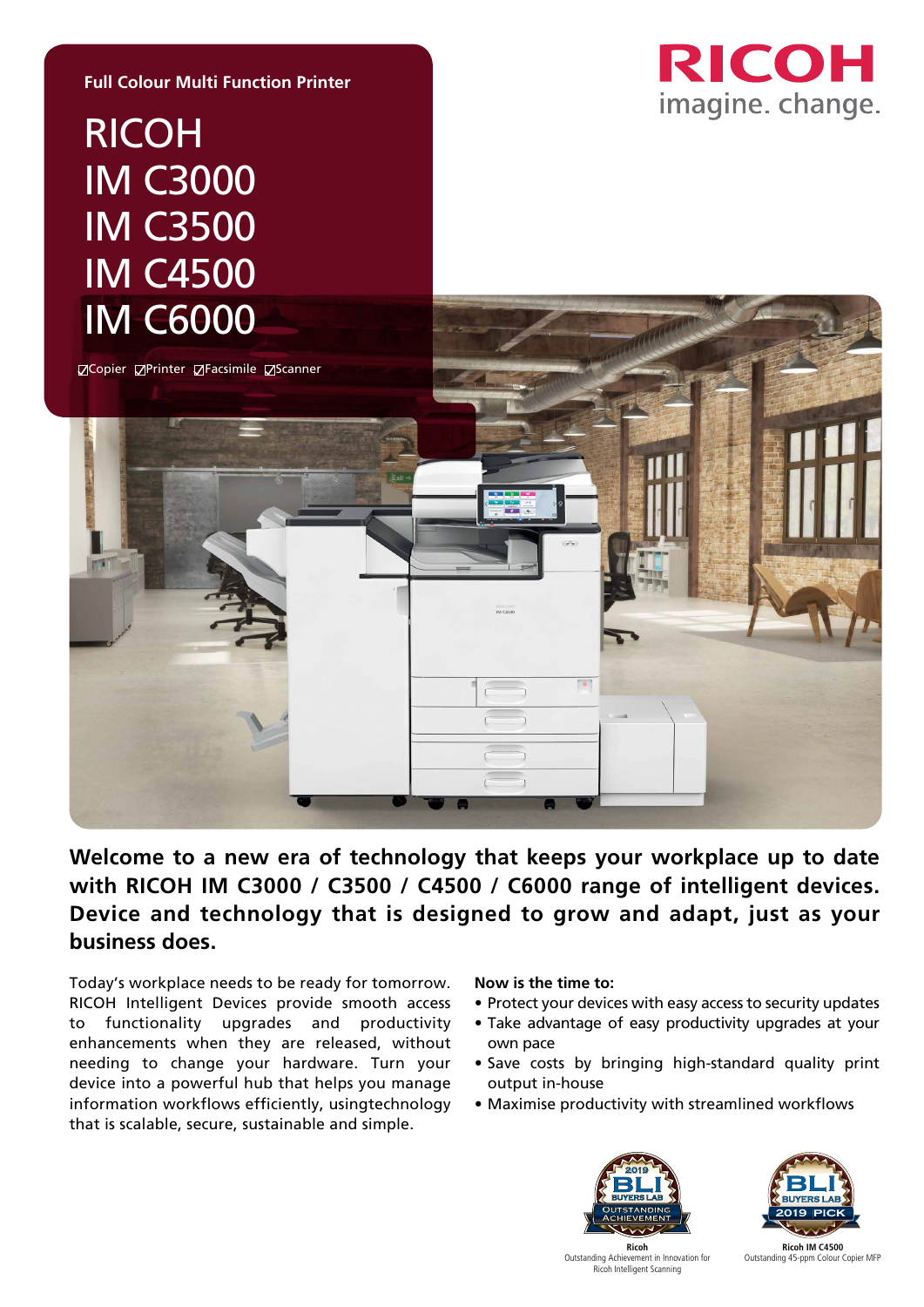Full Colour Multi Function Printer

# RICOH IM C3000 IM C3500 IM C4500 IM C6000

☑Copier ☑Printer ☑Facsimile ☑Scanner

RICOH
imagine. change.

**Welcome to a new era of technology that keeps your workplace up to date with RICOH IM C3000 / C3500 / C4500 / C6000 range of intelligent devices. Device and technology that is designed to grow and adapt, just as your business does.**

Today's workplace needs to be ready for tomorrow. RICOH Intelligent Devices provide smooth access to functionality upgrades and productivity enhancements when they are released, without needing to change your hardware. Turn your device into a powerful hub that helps you manage information workflows efficiently, usingtechnology that is scalable, secure, sustainable and simple.

**Now is the time to:**

- Protect your devices with easy access to security updates
- Take advantage of easy productivity upgrades at your own pace
- Save costs by bringing high-standard quality print output in-house
- Maximise productivity with streamlined workflows

2019 BLI BUYERS LAB OUTSTANDING ACHIEVEMENT
**Ricoh**
Outstanding Achievement in Innovation for Ricoh Intelligent Scanning

BLI BUYERS LAB 2019 PICK
**Ricoh IM C4500**
Outstanding 45-ppm Colour Copier MFP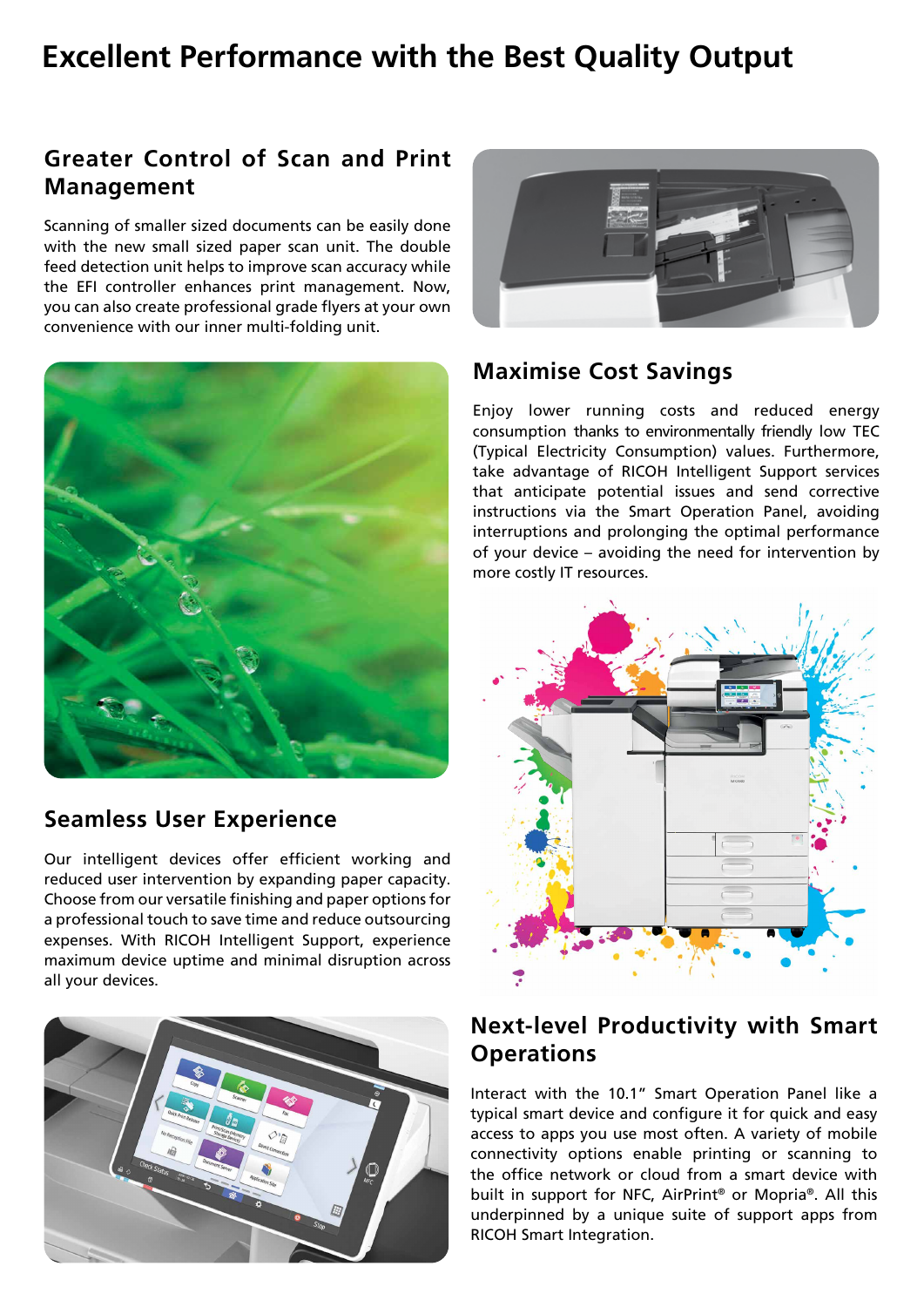# Excellent Performance with the Best Quality Output

## Greater Control of Scan and Print Management

Scanning of smaller sized documents can be easily done with the new small sized paper scan unit. The double feed detection unit helps to improve scan accuracy while the EFI controller enhances print management. Now, you can also create professional grade flyers at your own convenience with our inner multi-folding unit.

## Maximise Cost Savings

Enjoy lower running costs and reduced energy consumption thanks to environmentally friendly low TEC (Typical Electricity Consumption) values. Furthermore, take advantage of RICOH Intelligent Support services that anticipate potential issues and send corrective instructions via the Smart Operation Panel, avoiding interruptions and prolonging the optimal performance of your device – avoiding the need for intervention by more costly IT resources.

## Seamless User Experience

Our intelligent devices offer efficient working and reduced user intervention by expanding paper capacity. Choose from our versatile finishing and paper options for a professional touch to save time and reduce outsourcing expenses. With RICOH Intelligent Support, experience maximum device uptime and minimal disruption across all your devices.

## Next-level Productivity with Smart Operations

Interact with the 10.1" Smart Operation Panel like a typical smart device and configure it for quick and easy access to apps you use most often. A variety of mobile connectivity options enable printing or scanning to the office network or cloud from a smart device with built in support for NFC, AirPrint® or Mopria®. All this underpinned by a unique suite of support apps from RICOH Smart Integration.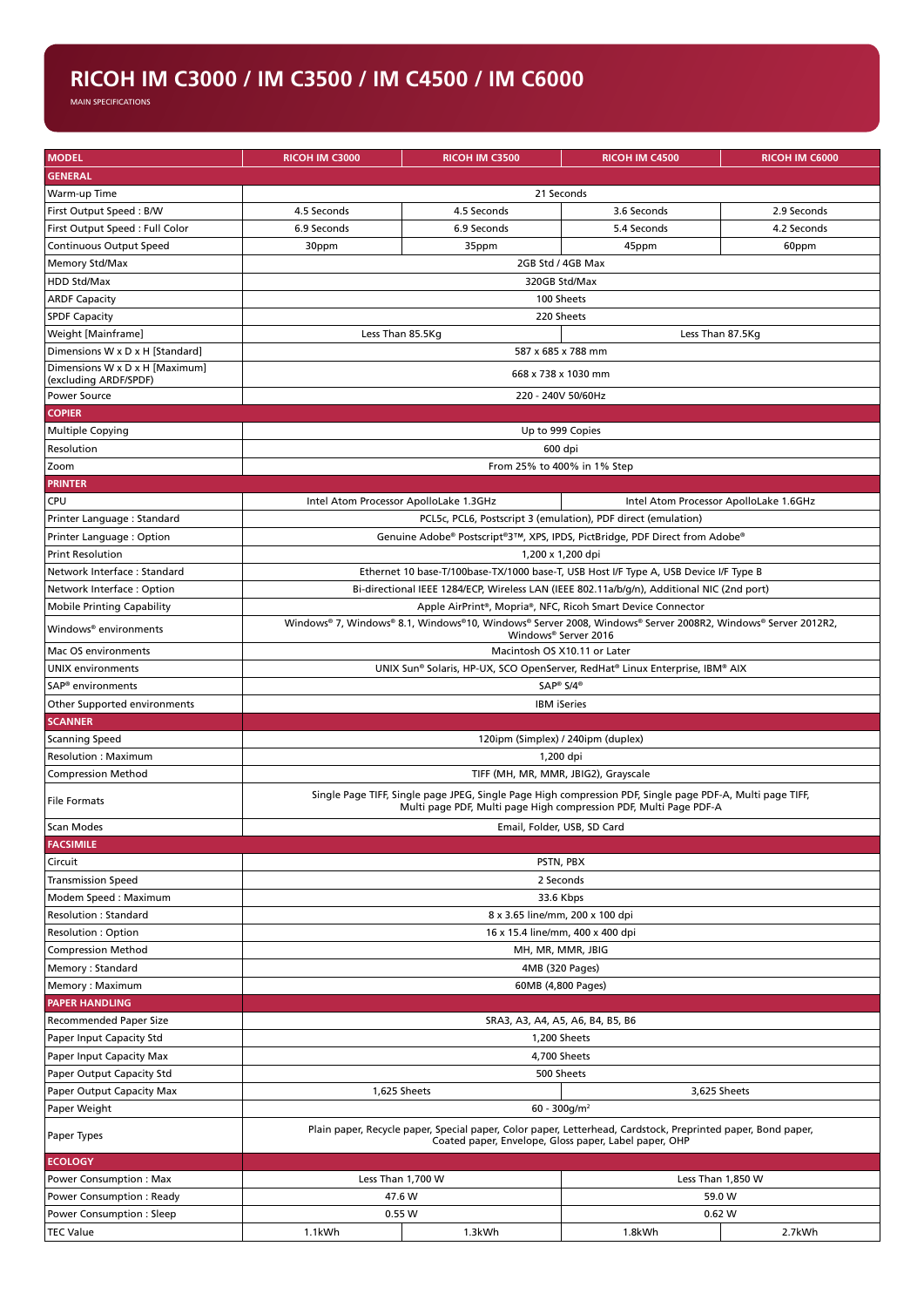# RICOH IM C3000 / IM C3500 / IM C4500 / IM C6000

MAIN SPECIFICATIONS

| MODEL | RICOH IM C3000 | RICOH IM C3500 | RICOH IM C4500 | RICOH IM C6000 |
|---|---|---|---|---|
| **GENERAL** | | | | |
| Warm-up Time | 21 Seconds | | | |
| First Output Speed : B/W | 4.5 Seconds | 4.5 Seconds | 3.6 Seconds | 2.9 Seconds |
| First Output Speed : Full Color | 6.9 Seconds | 6.9 Seconds | 5.4 Seconds | 4.2 Seconds |
| Continuous Output Speed | 30ppm | 35ppm | 45ppm | 60ppm |
| Memory Std/Max | 2GB Std / 4GB Max | | | |
| HDD Std/Max | 320GB Std/Max | | | |
| ARDF Capacity | 100 Sheets | | | |
| SPDF Capacity | 220 Sheets | | | |
| Weight [Mainframe] | Less Than 85.5Kg | | Less Than 87.5Kg | |
| Dimensions W x D x H [Standard] | 587 x 685 x 788 mm | | | |
| Dimensions W x D x H [Maximum] (excluding ARDF/SPDF) | 668 x 738 x 1030 mm | | | |
| Power Source | 220 - 240V 50/60Hz | | | |
| **COPIER** | | | | |
| Multiple Copying | Up to 999 Copies | | | |
| Resolution | 600 dpi | | | |
| Zoom | From 25% to 400% in 1% Step | | | |
| **PRINTER** | | | | |
| CPU | Intel Atom Processor ApolloLake 1.3GHz | | Intel Atom Processor ApolloLake 1.6GHz | |
| Printer Language : Standard | PCL5c, PCL6, Postscript 3 (emulation), PDF direct (emulation) | | | |
| Printer Language : Option | Genuine Adobe® Postscript®3™, XPS, IPDS, PictBridge, PDF Direct from Adobe® | | | |
| Print Resolution | 1,200 x 1,200 dpi | | | |
| Network Interface : Standard | Ethernet 10 base-T/100base-TX/1000 base-T, USB Host I/F Type A, USB Device I/F Type B | | | |
| Network Interface : Option | Bi-directional IEEE 1284/ECP, Wireless LAN (IEEE 802.11a/b/g/n), Additional NIC (2nd port) | | | |
| Mobile Printing Capability | Apple AirPrint®, Mopria®, NFC, Ricoh Smart Device Connector | | | |
| Windows® environments | Windows® 7, Windows® 8.1, Windows®10, Windows® Server 2008, Windows® Server 2008R2, Windows® Server 2012R2, Windows® Server 2016 | | | |
| Mac OS environments | Macintosh OS X10.11 or Later | | | |
| UNIX environments | UNIX Sun® Solaris, HP-UX, SCO OpenServer, RedHat® Linux Enterprise, IBM® AIX | | | |
| SAP® environments | SAP® S/4® | | | |
| Other Supported environments | IBM iSeries | | | |
| **SCANNER** | | | | |
| Scanning Speed | 120ipm (Simplex) / 240ipm (duplex) | | | |
| Resolution : Maximum | 1,200 dpi | | | |
| Compression Method | TIFF (MH, MR, MMR, JBIG2), Grayscale | | | |
| File Formats | Single Page TIFF, Single page JPEG, Single Page High compression PDF, Single page PDF-A, Multi page TIFF, Multi page PDF, Multi page High compression PDF, Multi Page PDF-A | | | |
| Scan Modes | Email, Folder, USB, SD Card | | | |
| **FACSIMILE** | | | | |
| Circuit | PSTN, PBX | | | |
| Transmission Speed | 2 Seconds | | | |
| Modem Speed : Maximum | 33.6 Kbps | | | |
| Resolution : Standard | 8 x 3.65 line/mm, 200 x 100 dpi | | | |
| Resolution : Option | 16 x 15.4 line/mm, 400 x 400 dpi | | | |
| Compression Method | MH, MR, MMR, JBIG | | | |
| Memory : Standard | 4MB (320 Pages) | | | |
| Memory : Maximum | 60MB (4,800 Pages) | | | |
| **PAPER HANDLING** | | | | |
| Recommended Paper Size | SRA3, A3, A4, A5, A6, B4, B5, B6 | | | |
| Paper Input Capacity Std | 1,200 Sheets | | | |
| Paper Input Capacity Max | 4,700 Sheets | | | |
| Paper Output Capacity Std | 500 Sheets | | | |
| Paper Output Capacity Max | 1,625 Sheets | | 3,625 Sheets | |
| Paper Weight | 60 - 300g/m² | | | |
| Paper Types | Plain paper, Recycle paper, Special paper, Color paper, Letterhead, Cardstock, Preprinted paper, Bond paper, Coated paper, Envelope, Gloss paper, Label paper, OHP | | | |
| **ECOLOGY** | | | | |
| Power Consumption : Max | Less Than 1,700 W | | Less Than 1,850 W | |
| Power Consumption : Ready | 47.6 W | | 59.0 W | |
| Power Consumption : Sleep | 0.55 W | | 0.62 W | |
| TEC Value | 1.1kWh | 1.3kWh | 1.8kWh | 2.7kWh |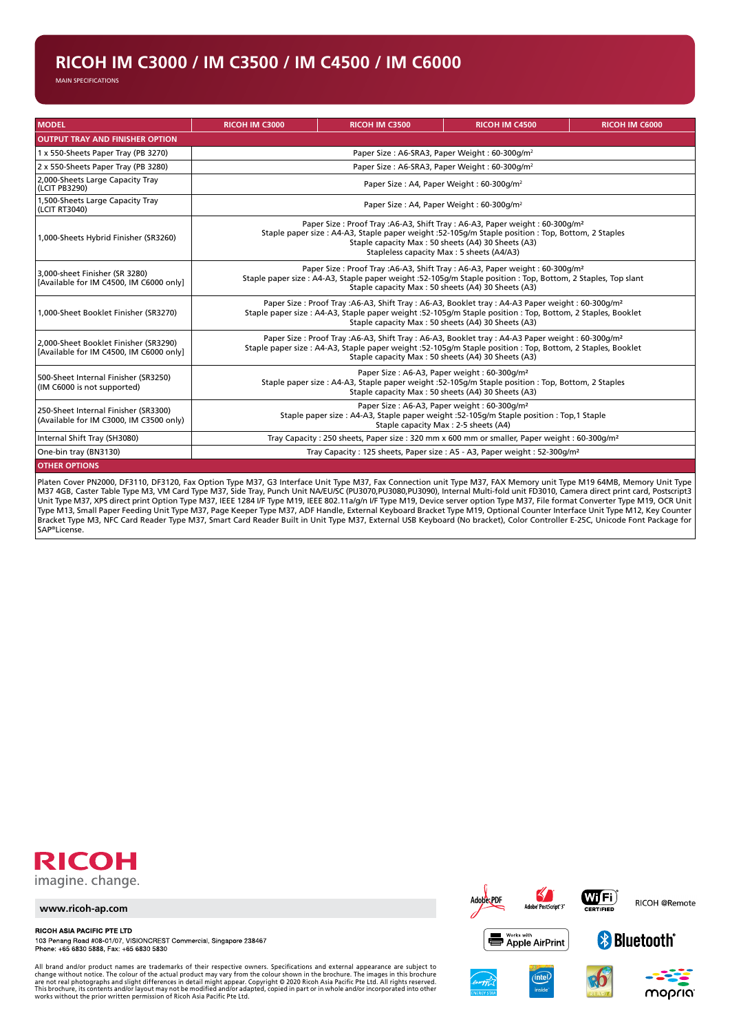# RICOH IM C3000 / IM C3500 / IM C4500 / IM C6000

MAIN SPECIFICATIONS

| MODEL | RICOH IM C3000 | RICOH IM C3500 | RICOH IM C4500 | RICOH IM C6000 |
|---|---|---|---|---|
| **OUTPUT TRAY AND FINISHER OPTION** | | | | |
| 1 x 550-Sheets Paper Tray (PB 3270) | Paper Size : A6-SRA3, Paper Weight : 60-300g/m² | | | |
| 2 x 550-Sheets Paper Tray (PB 3280) | Paper Size : A6-SRA3, Paper Weight : 60-300g/m² | | | |
| 2,000-Sheets Large Capacity Tray (LCIT PB3290) | Paper Size : A4, Paper Weight : 60-300g/m² | | | |
| 1,500-Sheets Large Capacity Tray (LCIT RT3040) | Paper Size : A4, Paper Weight : 60-300g/m² | | | |
| 1,000-Sheets Hybrid Finisher (SR3260) | Paper Size : Proof Tray :A6-A3, Shift Tray : A6-A3, Paper weight : 60-300g/m² Staple paper size : A4-A3, Staple paper weight :52-105g/m Staple position : Top, Bottom, 2 Staples Staple capacity Max : 50 sheets (A4) 30 Sheets (A3) Stapleless capacity Max : 5 sheets (A4/A3) | | | |
| 3,000-sheet Finisher (SR 3280) [Available for IM C4500, IM C6000 only] | Paper Size : Proof Tray :A6-A3, Shift Tray : A6-A3, Paper weight : 60-300g/m² Staple paper size : A4-A3, Staple paper weight :52-105g/m Staple position : Top, Bottom, 2 Staples, Top slant Staple capacity Max : 50 sheets (A4) 30 Sheets (A3) | | | |
| 1,000-Sheet Booklet Finisher (SR3270) | Paper Size : Proof Tray :A6-A3, Shift Tray : A6-A3, Booklet tray : A4-A3 Paper weight : 60-300g/m² Staple paper size : A4-A3, Staple paper weight :52-105g/m Staple position : Top, Bottom, 2 Staples, Booklet Staple capacity Max : 50 sheets (A4) 30 Sheets (A3) | | | |
| 2,000-Sheet Booklet Finisher (SR3290) [Available for IM C4500, IM C6000 only] | Paper Size : Proof Tray :A6-A3, Shift Tray : A6-A3, Booklet tray : A4-A3 Paper weight : 60-300g/m² Staple paper size : A4-A3, Staple paper weight :52-105g/m Staple position : Top, Bottom, 2 Staples, Booklet Staple capacity Max : 50 sheets (A4) 30 Sheets (A3) | | | |
| 500-Sheet Internal Finisher (SR3250) (IM C6000 is not supported) | Paper Size : A6-A3, Paper weight : 60-300g/m² Staple paper size : A4-A3, Staple paper weight :52-105g/m Staple position : Top, Bottom, 2 Staples Staple capacity Max : 50 sheets (A4) 30 Sheets (A3) | | | |
| 250-Sheet Internal Finisher (SR3300) (Available for IM C3000, IM C3500 only) | Paper Size : A6-A3, Paper weight : 60-300g/m² Staple paper size : A4-A3, Staple paper weight :52-105g/m Staple position : Top,1 Staple Staple capacity Max : 2-5 sheets (A4) | | | |
| Internal Shift Tray (SH3080) | Tray Capacity : 250 sheets, Paper size : 320 mm x 600 mm or smaller, Paper weight : 60-300g/m² | | | |
| One-bin tray (BN3130) | Tray Capacity : 125 sheets, Paper size : A5 - A3, Paper weight : 52-300g/m² | | | |
| **OTHER OPTIONS** | | | | |

Platen Cover PN2000, DF3110, DF3120, Fax Option Type M37, G3 Interface Unit Type M37, Fax Connection unit Type M37, FAX Memory unit Type M19 64MB, Memory Unit Type M37 4GB, Caster Table Type M3, VM Card Type M37, Side Tray, Punch Unit NA/EU/SC (PU3070,PU3080,PU3090), Internal Multi-fold unit FD3010, Camera direct print card, Postscript3 Unit Type M37, XPS direct print Option Type M37, IEEE 1284 I/F Type M19, IEEE 802.11a/g/n I/F Type M19, Device server option Type M37, File format Converter Type M19, OCR Unit Type M13, Small Paper Feeding Unit Type M37, Page Keeper Type M37, ADF Handle, External Keyboard Bracket Type M19, Optional Counter Interface Unit Type M12, Key Counter Bracket Type M3, NFC Card Reader Type M37, Smart Card Reader Built in Unit Type M37, External USB Keyboard (No bracket), Color Controller E-25C, Unicode Font Package for SAP®License.

RICOH
imagine. change.

www.ricoh-ap.com

**RICOH ASIA PACIFIC PTE LTD**
103 Penang Road #08-01/07, VISIONCREST Commercial, Singapore 238467
Phone: +65 6830 5888, Fax: +65 6830 5830

All brand and/or product names are trademarks of their respective owners. Specifications and external appearance are subject to change without notice. The colour of the actual product may vary from the colour shown in the brochure. The images in this brochure are not real photographs and slight differences in detail might appear. Copyright © 2020 Ricoh Asia Pacific Pte Ltd. All rights reserved. This brochure, its contents and/or layout may not be modified and/or adapted, copied in part or in whole and/or incorporated into other works without the prior written permission of Ricoh Asia Pacific Pte Ltd.

Adobe PDF  Adobe PostScript 3  Wi-Fi CERTIFIED  RICOH @Remote  Works with Apple AirPrint  Bluetooth  ENERGY STAR  intel inside  IPv6 READY  mopria